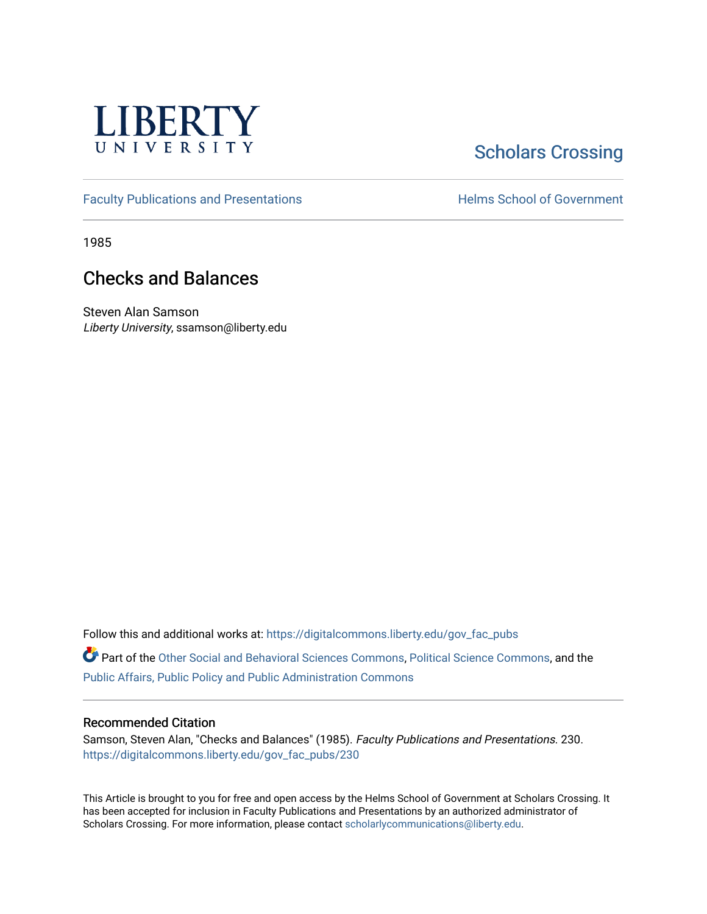LIBERTY
UNIVERSITY

Scholars Crossing

Faculty Publications and Presentations

Helms School of Government

1985

# Checks and Balances

Steven Alan Samson
*Liberty University*, ssamson@liberty.edu

Follow this and additional works at: https://digitalcommons.liberty.edu/gov_fac_pubs

Part of the Other Social and Behavioral Sciences Commons, Political Science Commons, and the Public Affairs, Public Policy and Public Administration Commons

## Recommended Citation

Samson, Steven Alan, "Checks and Balances" (1985). *Faculty Publications and Presentations*. 230.
https://digitalcommons.liberty.edu/gov_fac_pubs/230

This Article is brought to you for free and open access by the Helms School of Government at Scholars Crossing. It has been accepted for inclusion in Faculty Publications and Presentations by an authorized administrator of Scholars Crossing. For more information, please contact scholarlycommunications@liberty.edu.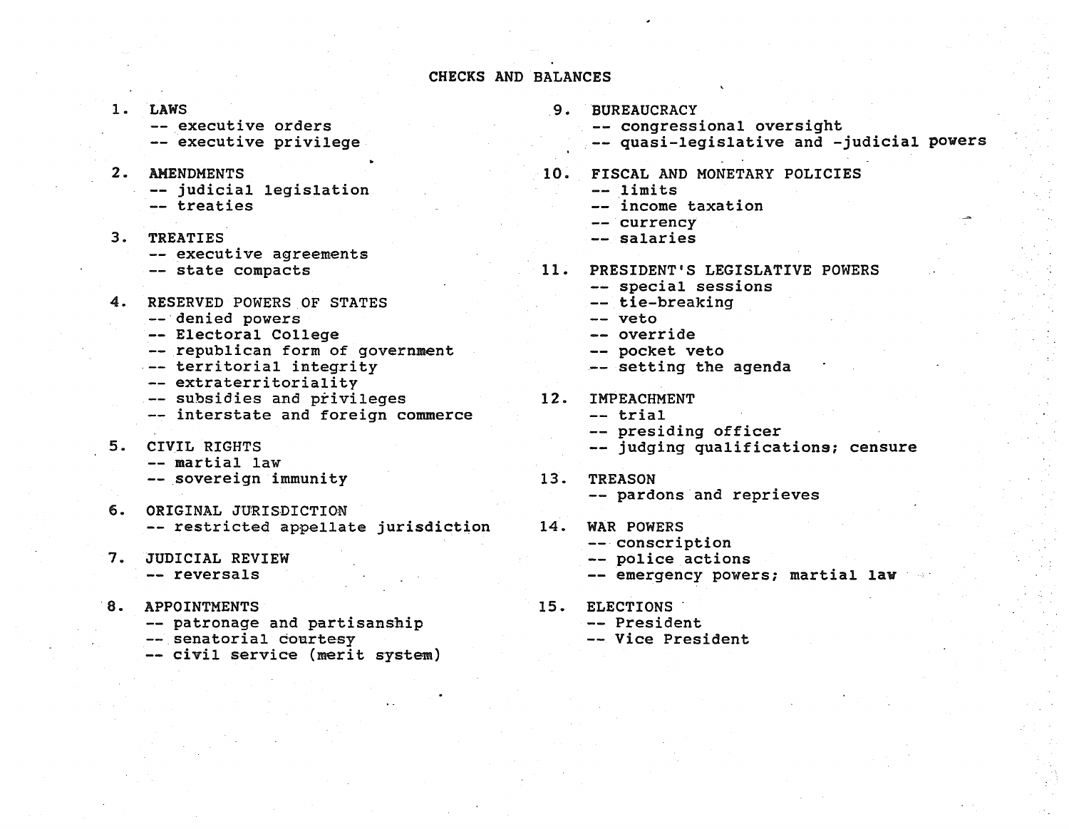# CHECKS AND BALANCES

1. LAWS
   - -- executive orders
   - -- executive privilege

2. AMENDMENTS
   - -- judicial legislation
   - -- treaties

3. TREATIES
   - -- executive agreements
   - -- state compacts

4. RESERVED POWERS OF STATES
   - -- denied powers
   - -- Electoral College
   - -- republican form of government
   - -- territorial integrity
   - -- extraterritoriality
   - -- subsidies and privileges
   - -- interstate and foreign commerce

5. CIVIL RIGHTS
   - -- martial law
   - -- sovereign immunity

6. ORIGINAL JURISDICTION
   - -- restricted appellate jurisdiction

7. JUDICIAL REVIEW
   - -- reversals

8. APPOINTMENTS
   - -- patronage and partisanship
   - -- senatorial courtesy
   - -- civil service (merit system)

9. BUREAUCRACY
   - -- congressional oversight
   - -- quasi-legislative and -judicial powers

10. FISCAL AND MONETARY POLICIES
    - -- limits
    - -- income taxation
    - -- currency
    - -- salaries

11. PRESIDENT'S LEGISLATIVE POWERS
    - -- special sessions
    - -- tie-breaking
    - -- veto
    - -- override
    - -- pocket veto
    - -- setting the agenda

12. IMPEACHMENT
    - -- trial
    - -- presiding officer
    - -- judging qualifications; censure

13. TREASON
    - -- pardons and reprieves

14. WAR POWERS
    - -- conscription
    - -- police actions
    - -- emergency powers; martial law

15. ELECTIONS
    - -- President
    - -- Vice President